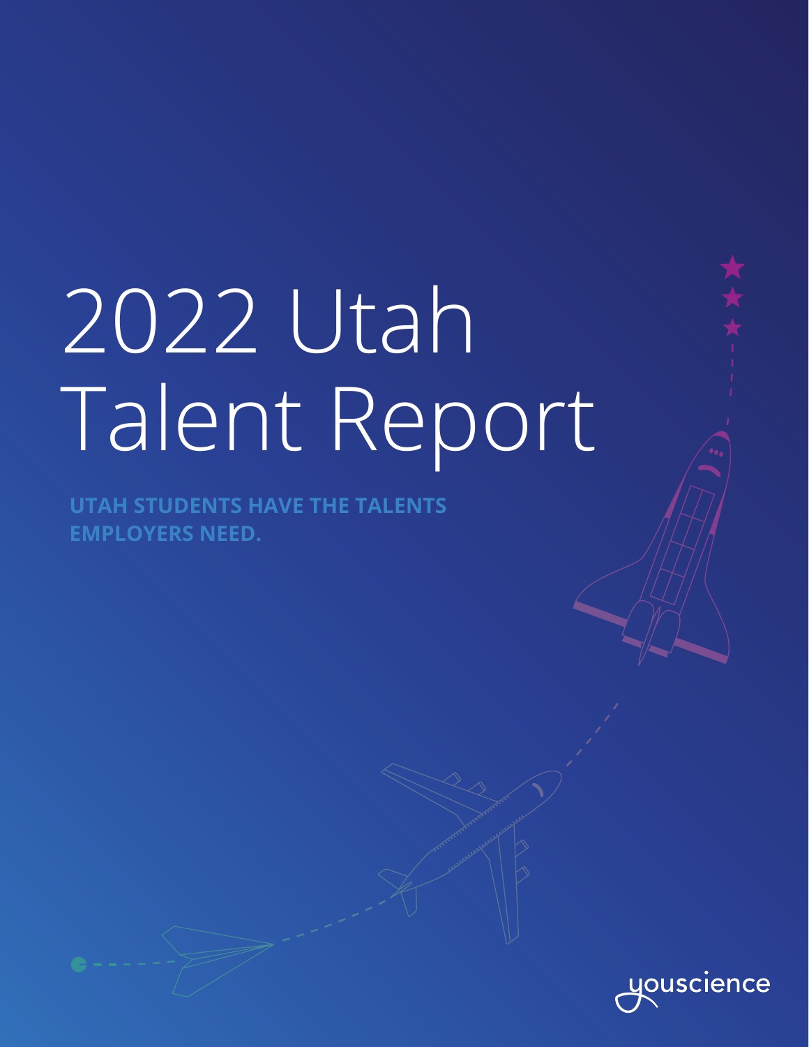# 2022 Utah Talent Report

**UTAH STUDENTS HAVE THE TALENTS EMPLOYERS NEED.**

youscience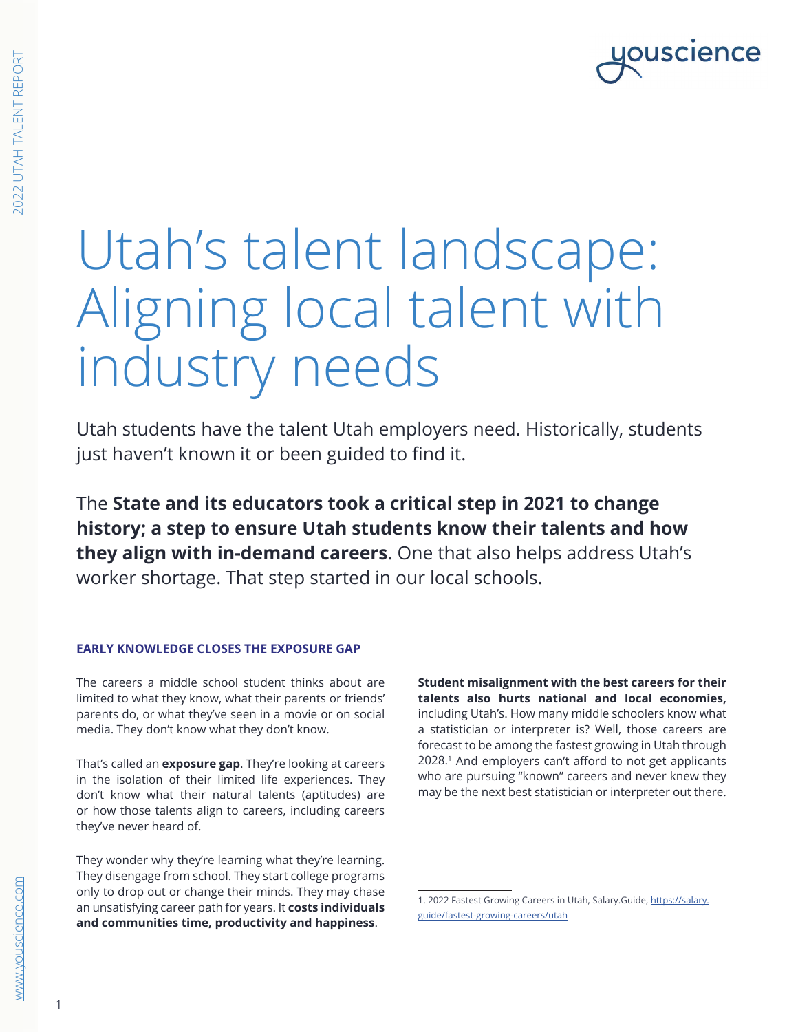# Utah's talent landscape: Aligning local talent with industry needs

Utah students have the talent Utah employers need. Historically, students just haven't known it or been guided to find it.

The **State and its educators took a critical step in 2021 to change history; a step to ensure Utah students know their talents and how they align with in-demand careers**. One that also helps address Utah's worker shortage. That step started in our local schools.

### EARLY KNOWLEDGE CLOSES THE EXPOSURE GAP

The careers a middle school student thinks about are limited to what they know, what their parents or friends' parents do, or what they've seen in a movie or on social media. They don't know what they don't know.

That's called an **exposure gap**. They're looking at careers in the isolation of their limited life experiences. They don't know what their natural talents (aptitudes) are or how those talents align to careers, including careers they've never heard of.

They wonder why they're learning what they're learning. They disengage from school. They start college programs only to drop out or change their minds. They may chase an unsatisfying career path for years. It **costs individuals and communities time, productivity and happiness**.

**Student misalignment with the best careers for their talents also hurts national and local economies,** including Utah's. How many middle schoolers know what a statistician or interpreter is? Well, those careers are forecast to be among the fastest growing in Utah through 2028.[1] And employers can't afford to not get applicants who are pursuing "known" careers and never knew they may be the next best statistician or interpreter out there.

1. 2022 Fastest Growing Careers in Utah, Salary.Guide, https://salary.guide/fastest-growing-careers/utah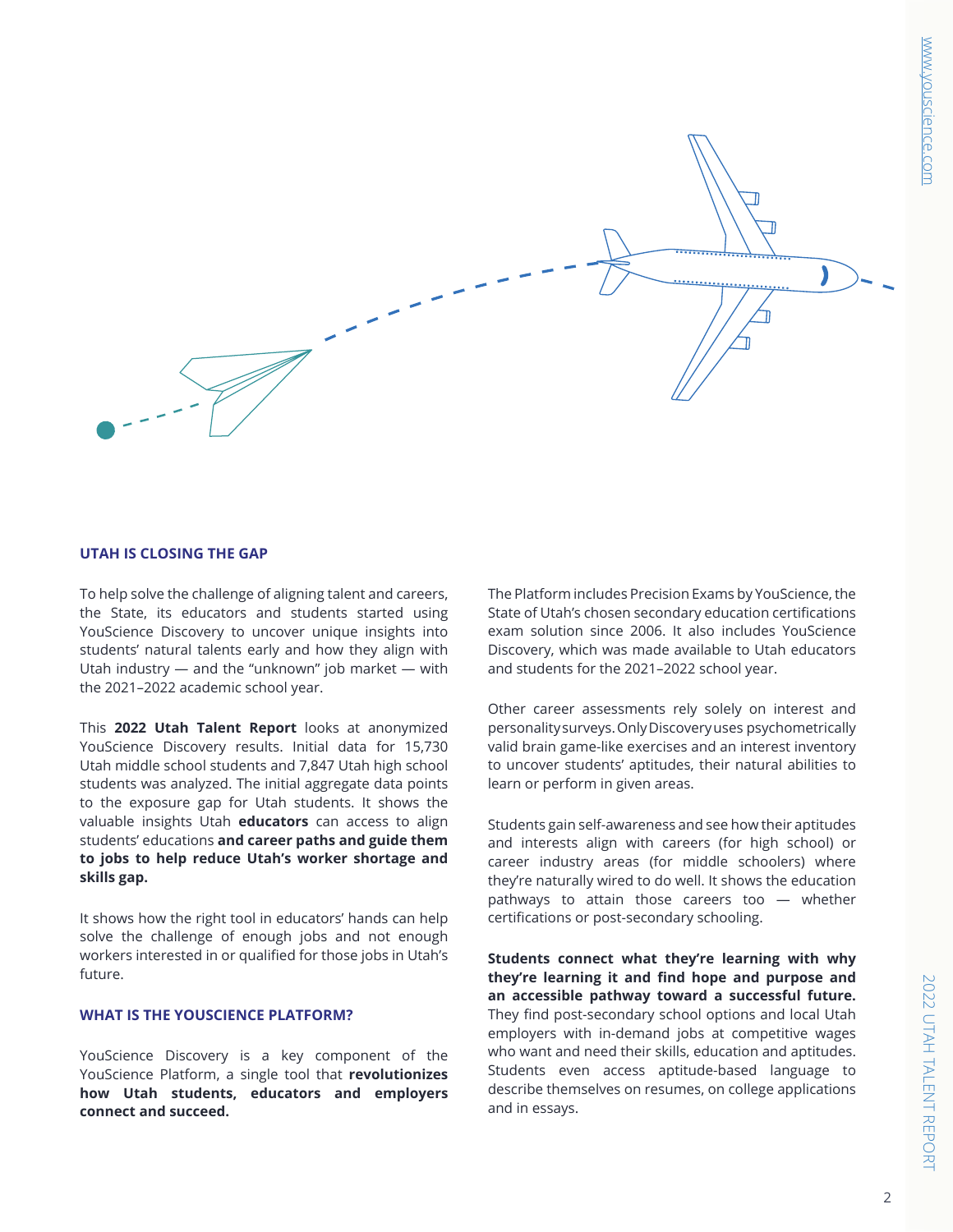## UTAH IS CLOSING THE GAP

To help solve the challenge of aligning talent and careers, the State, its educators and students started using YouScience Discovery to uncover unique insights into students' natural talents early and how they align with Utah industry — and the "unknown" job market — with the 2021–2022 academic school year.

This **2022 Utah Talent Report** looks at anonymized YouScience Discovery results. Initial data for 15,730 Utah middle school students and 7,847 Utah high school students was analyzed. The initial aggregate data points to the exposure gap for Utah students. It shows the valuable insights Utah **educators** can access to align students' educations **and career paths and guide them to jobs to help reduce Utah's worker shortage and skills gap.**

It shows how the right tool in educators' hands can help solve the challenge of enough jobs and not enough workers interested in or qualified for those jobs in Utah's future.

## WHAT IS THE YOUSCIENCE PLATFORM?

YouScience Discovery is a key component of the YouScience Platform, a single tool that **revolutionizes how Utah students, educators and employers connect and succeed.**

The Platform includes Precision Exams by YouScience, the State of Utah's chosen secondary education certifications exam solution since 2006. It also includes YouScience Discovery, which was made available to Utah educators and students for the 2021–2022 school year.

Other career assessments rely solely on interest and personality surveys. Only Discovery uses psychometrically valid brain game-like exercises and an interest inventory to uncover students' aptitudes, their natural abilities to learn or perform in given areas.

Students gain self-awareness and see how their aptitudes and interests align with careers (for high school) or career industry areas (for middle schoolers) where they're naturally wired to do well. It shows the education pathways to attain those careers too — whether certifications or post-secondary schooling.

**Students connect what they're learning with why they're learning it and find hope and purpose and an accessible pathway toward a successful future.** They find post-secondary school options and local Utah employers with in-demand jobs at competitive wages who want and need their skills, education and aptitudes. Students even access aptitude-based language to describe themselves on resumes, on college applications and in essays.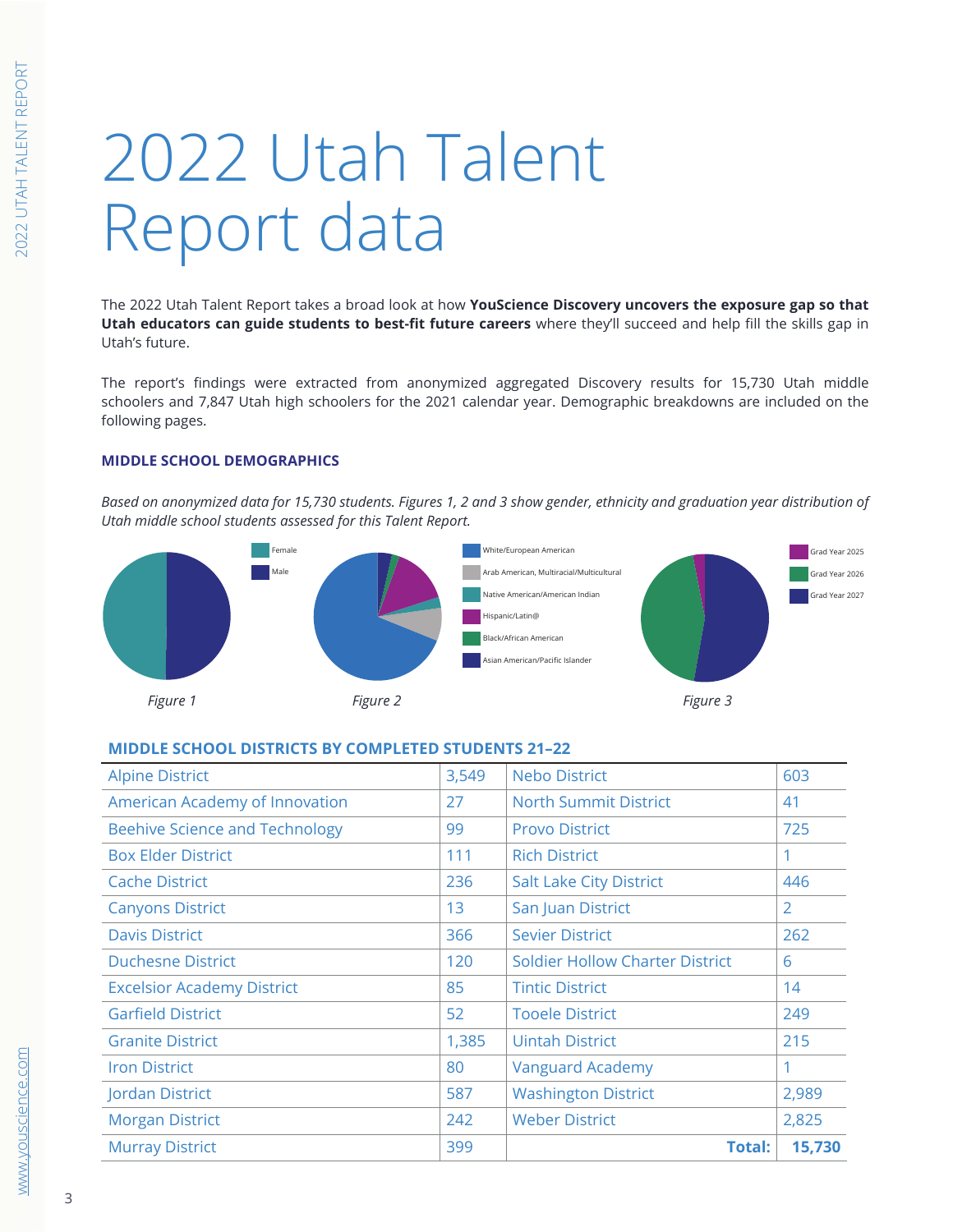# 2022 Utah Talent Report data

The 2022 Utah Talent Report takes a broad look at how **YouScience Discovery uncovers the exposure gap so that Utah educators can guide students to best-fit future careers** where they'll succeed and help fill the skills gap in Utah's future.

The report's findings were extracted from anonymized aggregated Discovery results for 15,730 Utah middle schoolers and 7,847 Utah high schoolers for the 2021 calendar year. Demographic breakdowns are included on the following pages.

### MIDDLE SCHOOL DEMOGRAPHICS

*Based on anonymized data for 15,730 students. Figures 1, 2 and 3 show gender, ethnicity and graduation year distribution of Utah middle school students assessed for this Talent Report.*

Female
Male

*Figure 1*

White/European American
Arab American, Multiracial/Multicultural
Native American/American Indian
Hispanic/Latin@
Black/African American
Asian American/Pacific Islander

*Figure 2*

Grad Year 2025
Grad Year 2026
Grad Year 2027

*Figure 3*

### MIDDLE SCHOOL DISTRICTS BY COMPLETED STUDENTS 21–22

| District | Students | District | Students |
|---|---|---|---|
| Alpine District | 3,549 | Nebo District | 603 |
| American Academy of Innovation | 27 | North Summit District | 41 |
| Beehive Science and Technology | 99 | Provo District | 725 |
| Box Elder District | 111 | Rich District | 1 |
| Cache District | 236 | Salt Lake City District | 446 |
| Canyons District | 13 | San Juan District | 2 |
| Davis District | 366 | Sevier District | 262 |
| Duchesne District | 120 | Soldier Hollow Charter District | 6 |
| Excelsior Academy District | 85 | Tintic District | 14 |
| Garfield District | 52 | Tooele District | 249 |
| Granite District | 1,385 | Uintah District | 215 |
| Iron District | 80 | Vanguard Academy | 1 |
| Jordan District | 587 | Washington District | 2,989 |
| Morgan District | 242 | Weber District | 2,825 |
| Murray District | 399 | **Total:** | **15,730** |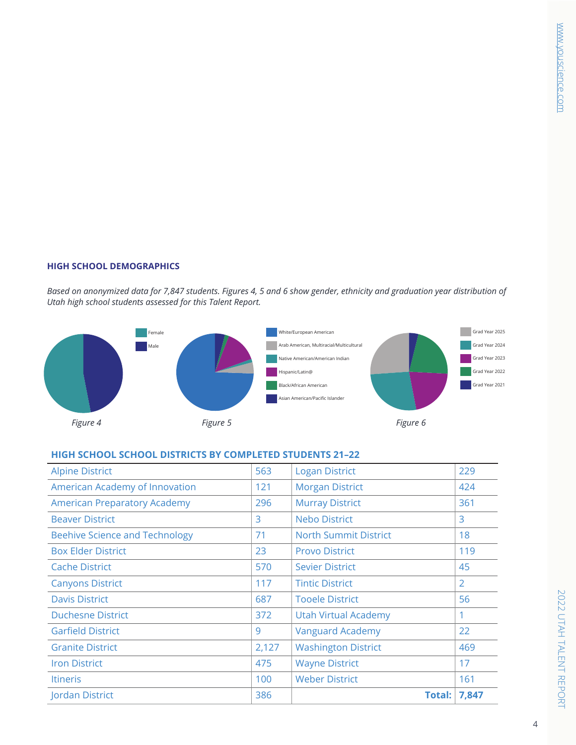## HIGH SCHOOL DEMOGRAPHICS

*Based on anonymized data for 7,847 students. Figures 4, 5 and 6 show gender, ethnicity and graduation year distribution of Utah high school students assessed for this Talent Report.*

Female
Male

*Figure 4*

White/European American
Arab American, Multiracial/Multicultural
Native American/American Indian
Hispanic/Latin@
Black/African American
Asian American/Pacific Islander

*Figure 5*

Grad Year 2025
Grad Year 2024
Grad Year 2023
Grad Year 2022
Grad Year 2021

*Figure 6*

### HIGH SCHOOL SCHOOL DISTRICTS BY COMPLETED STUDENTS 21–22

| | | | |
|---|---|---|---|
| Alpine District | 563 | Logan District | 229 |
| American Academy of Innovation | 121 | Morgan District | 424 |
| American Preparatory Academy | 296 | Murray District | 361 |
| Beaver District | 3 | Nebo District | 3 |
| Beehive Science and Technology | 71 | North Summit District | 18 |
| Box Elder District | 23 | Provo District | 119 |
| Cache District | 570 | Sevier District | 45 |
| Canyons District | 117 | Tintic District | 2 |
| Davis District | 687 | Tooele District | 56 |
| Duchesne District | 372 | Utah Virtual Academy | 1 |
| Garfield District | 9 | Vanguard Academy | 22 |
| Granite District | 2,127 | Washington District | 469 |
| Iron District | 475 | Wayne District | 17 |
| Itineris | 100 | Weber District | 161 |
| Jordan District | 386 | **Total:** | **7,847** |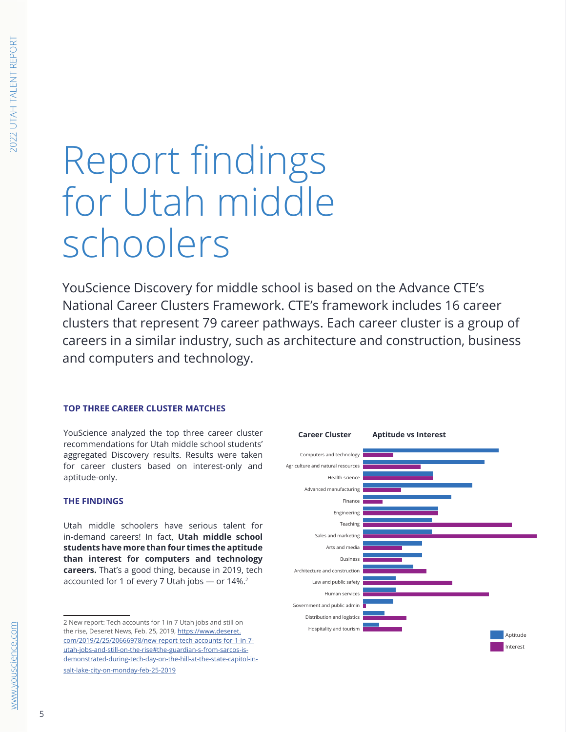# Report findings for Utah middle schoolers

YouScience Discovery for middle school is based on the Advance CTE's National Career Clusters Framework. CTE's framework includes 16 career clusters that represent 79 career pathways. Each career cluster is a group of careers in a similar industry, such as architecture and construction, business and computers and technology.

### TOP THREE CAREER CLUSTER MATCHES

YouScience analyzed the top three career cluster recommendations for Utah middle school students' aggregated Discovery results. Results were taken for career clusters based on interest-only and aptitude-only.

### THE FINDINGS

Utah middle schoolers have serious talent for in-demand careers! In fact, **Utah middle school students have more than four times the aptitude than interest for computers and technology careers.** That's a good thing, because in 2019, tech accounted for 1 of every 7 Utah jobs — or 14%.[2]

**Career Cluster** — **Aptitude vs Interest**

- Computers and technology
- Agriculture and natural resources
- Health science
- Advanced manufacturing
- Finance
- Engineering
- Teaching
- Sales and marketing
- Arts and media
- Business
- Architecture and construction
- Law and public safety
- Human services
- Government and public admin
- Distribution and logistics
- Hospitality and tourism

Legend: Aptitude, Interest

---

2 New report: Tech accounts for 1 in 7 Utah jobs and still on the rise, Deseret News, Feb. 25, 2019, https://www.deseret.com/2019/2/25/20666978/new-report-tech-accounts-for-1-in-7-utah-jobs-and-still-on-the-rise#the-guardian-s-from-sarcos-is-demonstrated-during-tech-day-on-the-hill-at-the-state-capitol-in-salt-lake-city-on-monday-feb-25-2019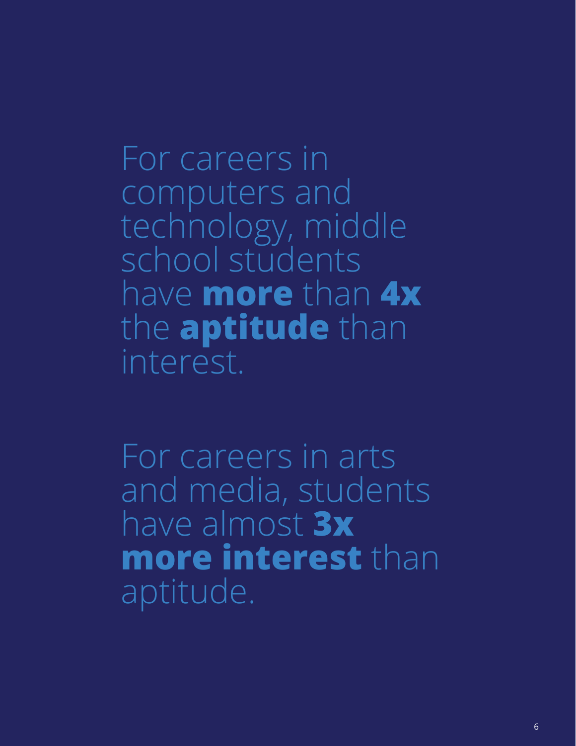For careers in computers and technology, middle school students have **more** than **4x** the **aptitude** than interest.

For careers in arts and media, students have almost **3x** **more interest** than aptitude.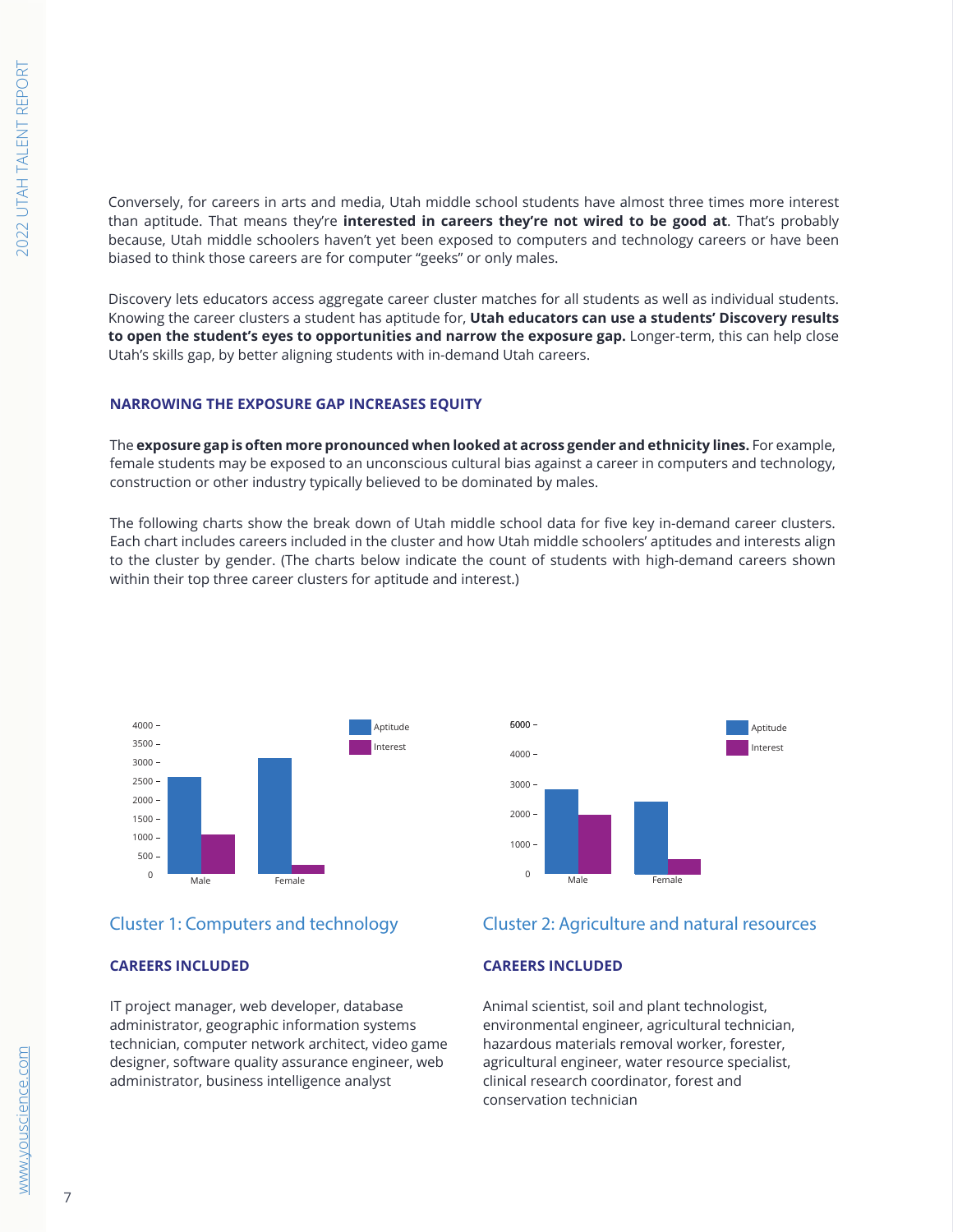Conversely, for careers in arts and media, Utah middle school students have almost three times more interest than aptitude. That means they're **interested in careers they're not wired to be good at**. That's probably because, Utah middle schoolers haven't yet been exposed to computers and technology careers or have been biased to think those careers are for computer "geeks" or only males.

Discovery lets educators access aggregate career cluster matches for all students as well as individual students. Knowing the career clusters a student has aptitude for, **Utah educators can use a students' Discovery results to open the student's eyes to opportunities and narrow the exposure gap.** Longer-term, this can help close Utah's skills gap, by better aligning students with in-demand Utah careers.

### NARROWING THE EXPOSURE GAP INCREASES EQUITY

The **exposure gap is often more pronounced when looked at across gender and ethnicity lines.** For example, female students may be exposed to an unconscious cultural bias against a career in computers and technology, construction or other industry typically believed to be dominated by males.

The following charts show the break down of Utah middle school data for five key in-demand career clusters. Each chart includes careers included in the cluster and how Utah middle schoolers' aptitudes and interests align to the cluster by gender. (The charts below indicate the count of students with high-demand careers shown within their top three career clusters for aptitude and interest.)

## Cluster 1: Computers and technology

### CAREERS INCLUDED

IT project manager, web developer, database administrator, geographic information systems technician, computer network architect, video game designer, software quality assurance engineer, web administrator, business intelligence analyst

## Cluster 2: Agriculture and natural resources

### CAREERS INCLUDED

Animal scientist, soil and plant technologist, environmental engineer, agricultural technician, hazardous materials removal worker, forester, agricultural engineer, water resource specialist, clinical research coordinator, forest and conservation technician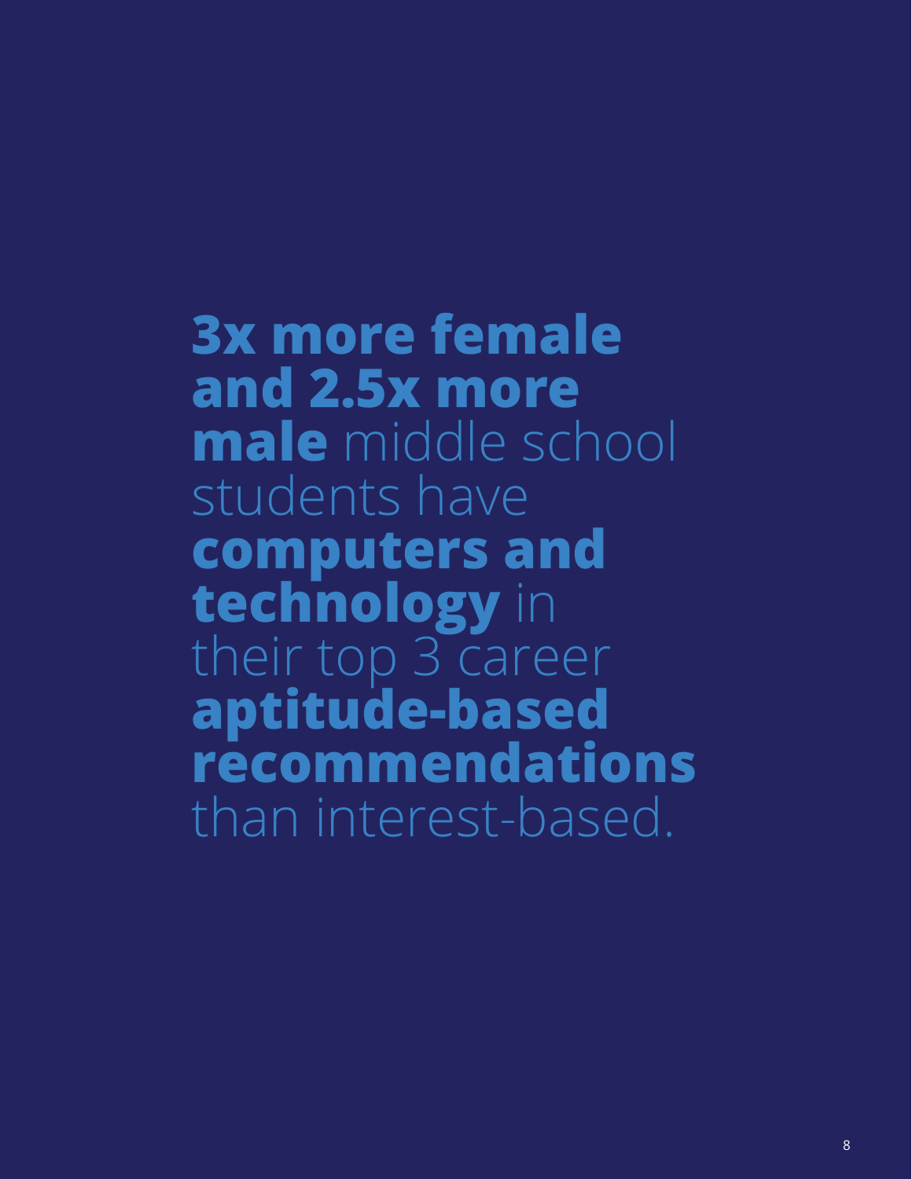**3x more female and 2.5x more male** middle school students have **computers and technology** in their top 3 career **aptitude-based recommendations** than interest-based.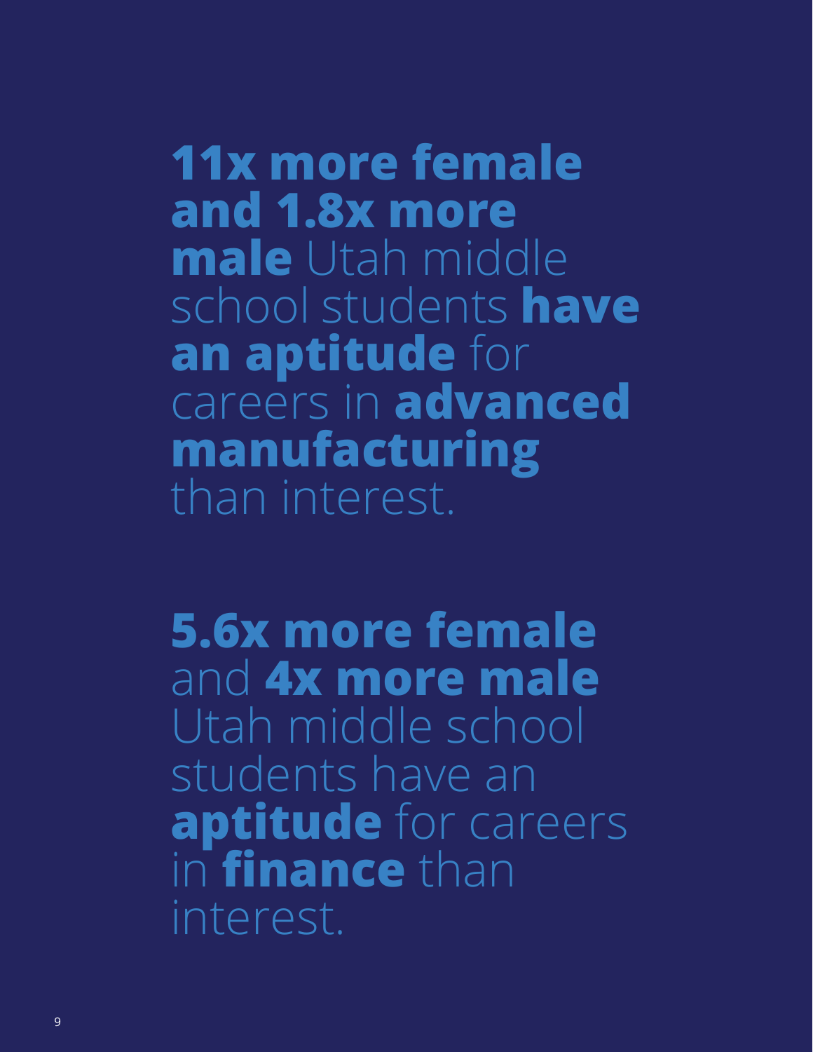**11x more female and 1.8x more male** Utah middle school students **have an aptitude** for careers in **advanced manufacturing** than interest.

**5.6x more female** and **4x more male** Utah middle school students have an **aptitude** for careers in **finance** than interest.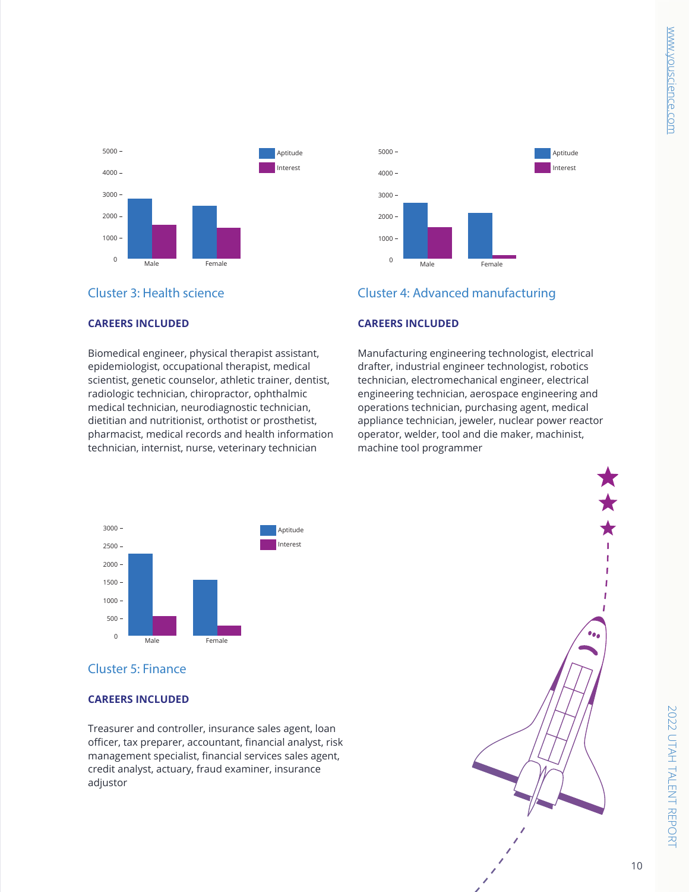## Cluster 3: Health science

**CAREERS INCLUDED**

Biomedical engineer, physical therapist assistant, epidemiologist, occupational therapist, medical scientist, genetic counselor, athletic trainer, dentist, radiologic technician, chiropractor, ophthalmic medical technician, neurodiagnostic technician, dietitian and nutritionist, orthotist or prosthetist, pharmacist, medical records and health information technician, internist, nurse, veterinary technician

## Cluster 4: Advanced manufacturing

**CAREERS INCLUDED**

Manufacturing engineering technologist, electrical drafter, industrial engineer technologist, robotics technician, electromechanical engineer, electrical engineering technician, aerospace engineering and operations technician, purchasing agent, medical appliance technician, jeweler, nuclear power reactor operator, welder, tool and die maker, machinist, machine tool programmer

## Cluster 5: Finance

**CAREERS INCLUDED**

Treasurer and controller, insurance sales agent, loan officer, tax preparer, accountant, financial analyst, risk management specialist, financial services sales agent, credit analyst, actuary, fraud examiner, insurance adjustor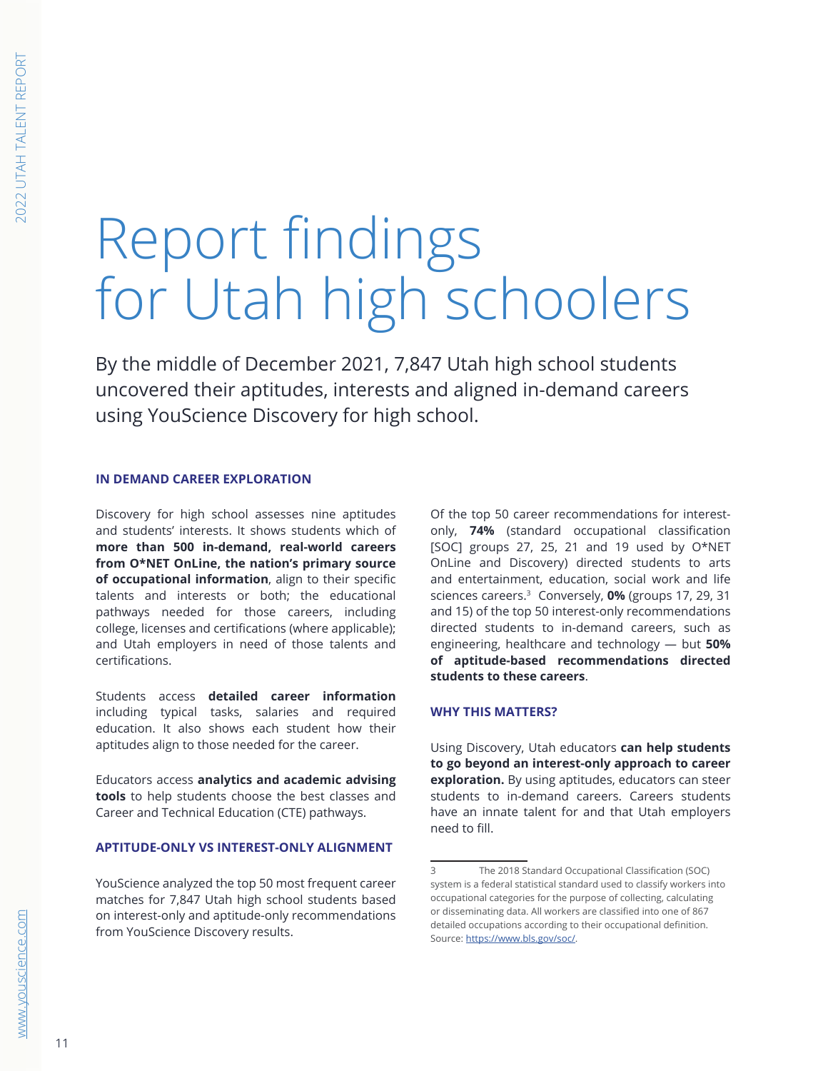# Report findings for Utah high schoolers

By the middle of December 2021, 7,847 Utah high school students uncovered their aptitudes, interests and aligned in-demand careers using YouScience Discovery for high school.

### IN DEMAND CAREER EXPLORATION

Discovery for high school assesses nine aptitudes and students' interests. It shows students which of **more than 500 in-demand, real-world careers from O*NET OnLine, the nation's primary source of occupational information**, align to their specific talents and interests or both; the educational pathways needed for those careers, including college, licenses and certifications (where applicable); and Utah employers in need of those talents and certifications.

Students access **detailed career information** including typical tasks, salaries and required education. It also shows each student how their aptitudes align to those needed for the career.

Educators access **analytics and academic advising tools** to help students choose the best classes and Career and Technical Education (CTE) pathways.

### APTITUDE-ONLY VS INTEREST-ONLY ALIGNMENT

YouScience analyzed the top 50 most frequent career matches for 7,847 Utah high school students based on interest-only and aptitude-only recommendations from YouScience Discovery results.

Of the top 50 career recommendations for interest-only, **74%** (standard occupational classification [SOC] groups 27, 25, 21 and 19 used by O*NET OnLine and Discovery) directed students to arts and entertainment, education, social work and life sciences careers.[3] Conversely, **0%** (groups 17, 29, 31 and 15) of the top 50 interest-only recommendations directed students to in-demand careers, such as engineering, healthcare and technology — but **50% of aptitude-based recommendations directed students to these careers**.

### WHY THIS MATTERS?

Using Discovery, Utah educators **can help students to go beyond an interest-only approach to career exploration.** By using aptitudes, educators can steer students to in-demand careers. Careers students have an innate talent for and that Utah employers need to fill.

---

3 The 2018 Standard Occupational Classification (SOC) system is a federal statistical standard used to classify workers into occupational categories for the purpose of collecting, calculating or disseminating data. All workers are classified into one of 867 detailed occupations according to their occupational definition. Source: https://www.bls.gov/soc/.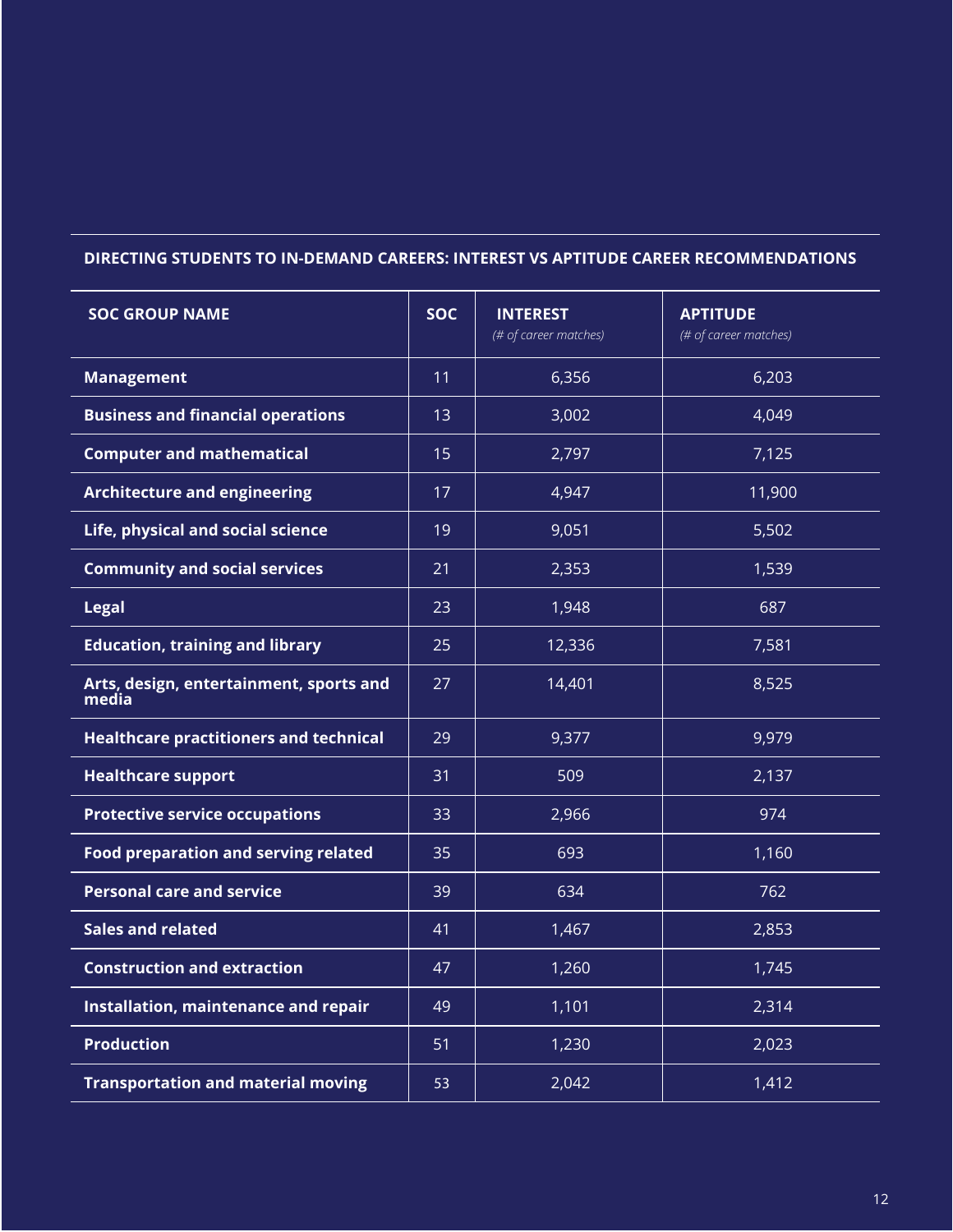**DIRECTING STUDENTS TO IN-DEMAND CAREERS: INTEREST VS APTITUDE CAREER RECOMMENDATIONS**

| SOC GROUP NAME | SOC | INTEREST *(# of career matches)* | APTITUDE *(# of career matches)* |
|---|---|---|---|
| **Management** | 11 | 6,356 | 6,203 |
| **Business and financial operations** | 13 | 3,002 | 4,049 |
| **Computer and mathematical** | 15 | 2,797 | 7,125 |
| **Architecture and engineering** | 17 | 4,947 | 11,900 |
| **Life, physical and social science** | 19 | 9,051 | 5,502 |
| **Community and social services** | 21 | 2,353 | 1,539 |
| **Legal** | 23 | 1,948 | 687 |
| **Education, training and library** | 25 | 12,336 | 7,581 |
| **Arts, design, entertainment, sports and media** | 27 | 14,401 | 8,525 |
| **Healthcare practitioners and technical** | 29 | 9,377 | 9,979 |
| **Healthcare support** | 31 | 509 | 2,137 |
| **Protective service occupations** | 33 | 2,966 | 974 |
| **Food preparation and serving related** | 35 | 693 | 1,160 |
| **Personal care and service** | 39 | 634 | 762 |
| **Sales and related** | 41 | 1,467 | 2,853 |
| **Construction and extraction** | 47 | 1,260 | 1,745 |
| **Installation, maintenance and repair** | 49 | 1,101 | 2,314 |
| **Production** | 51 | 1,230 | 2,023 |
| **Transportation and material moving** | 53 | 2,042 | 1,412 |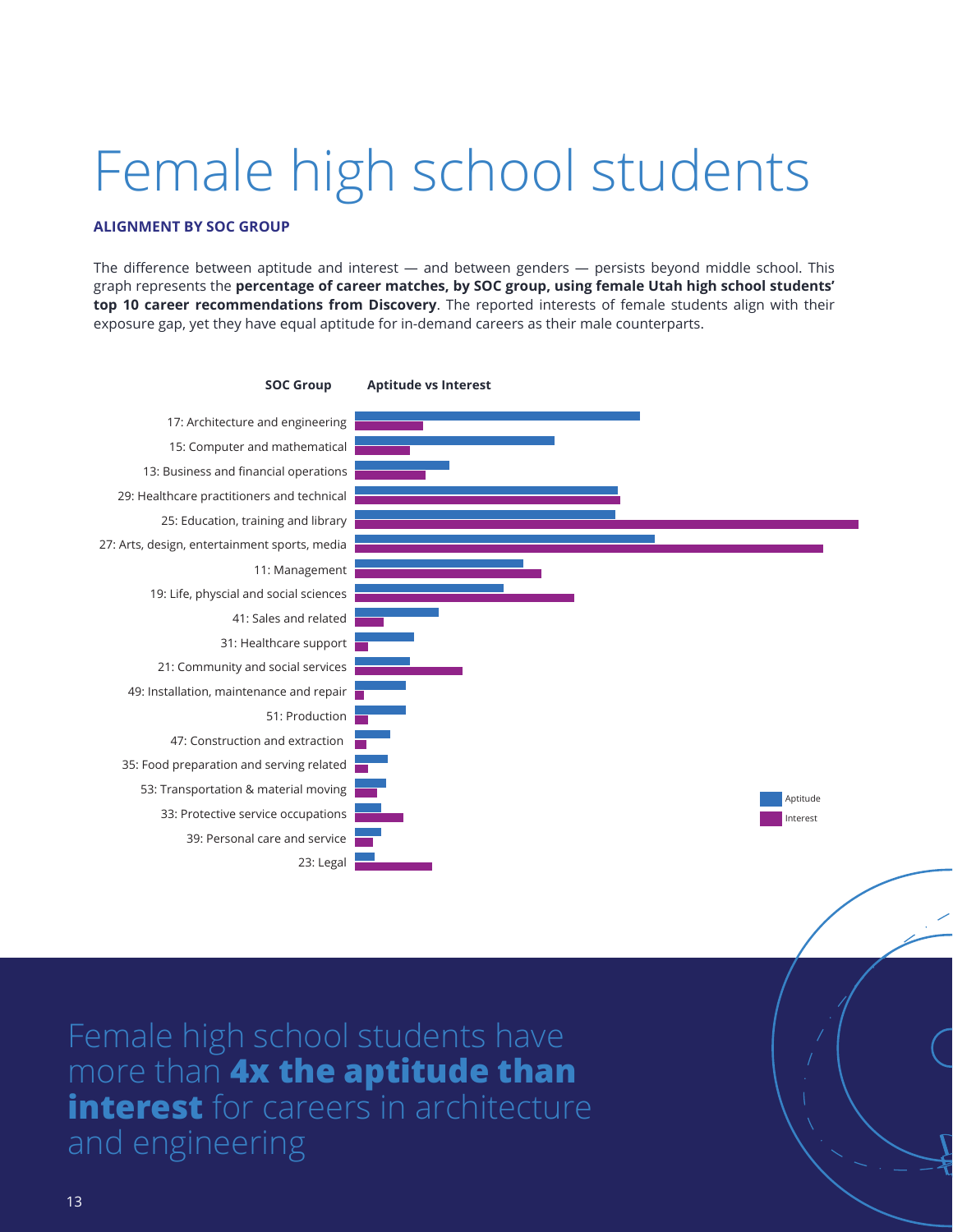# Female high school students

**ALIGNMENT BY SOC GROUP**

The difference between aptitude and interest — and between genders — persists beyond middle school. This graph represents the **percentage of career matches, by SOC group, using female Utah high school students' top 10 career recommendations from Discovery**. The reported interests of female students align with their exposure gap, yet they have equal aptitude for in-demand careers as their male counterparts.

**SOC Group** | **Aptitude vs Interest**

- 17: Architecture and engineering
- 15: Computer and mathematical
- 13: Business and financial operations
- 29: Healthcare practitioners and technical
- 25: Education, training and library
- 27: Arts, design, entertainment sports, media
- 11: Management
- 19: Life, physcial and social sciences
- 41: Sales and related
- 31: Healthcare support
- 21: Community and social services
- 49: Installation, maintenance and repair
- 51: Production
- 47: Construction and extraction
- 35: Food preparation and serving related
- 53: Transportation & material moving
- 33: Protective service occupations
- 39: Personal care and service
- 23: Legal

Aptitude
Interest

Female high school students have more than **4x the aptitude than interest** for careers in architecture and engineering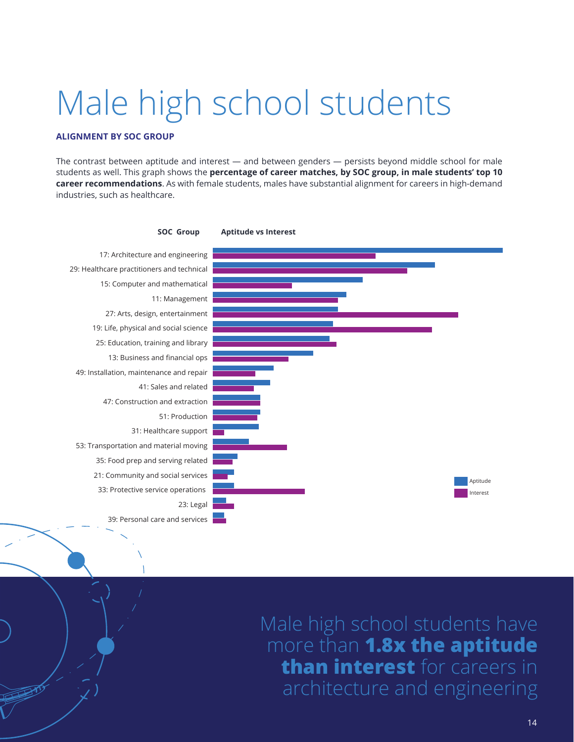# Male high school students

**ALIGNMENT BY SOC GROUP**

The contrast between aptitude and interest — and between genders — persists beyond middle school for male students as well. This graph shows the **percentage of career matches, by SOC group, in male students' top 10 career recommendations**. As with female students, males have substantial alignment for careers in high-demand industries, such as healthcare.

**SOC Group** | **Aptitude vs Interest**

- 17: Architecture and engineering
- 29: Healthcare practitioners and technical
- 15: Computer and mathematical
- 11: Management
- 27: Arts, design, entertainment
- 19: Life, physical and social science
- 25: Education, training and library
- 13: Business and financial ops
- 49: Installation, maintenance and repair
- 41: Sales and related
- 47: Construction and extraction
- 51: Production
- 31: Healthcare support
- 53: Transportation and material moving
- 35: Food prep and serving related
- 21: Community and social services
- 33: Protective service operations
- 23: Legal
- 39: Personal care and services

Aptitude | Interest

Male high school students have more than **1.8x the aptitude than interest** for careers in architecture and engineering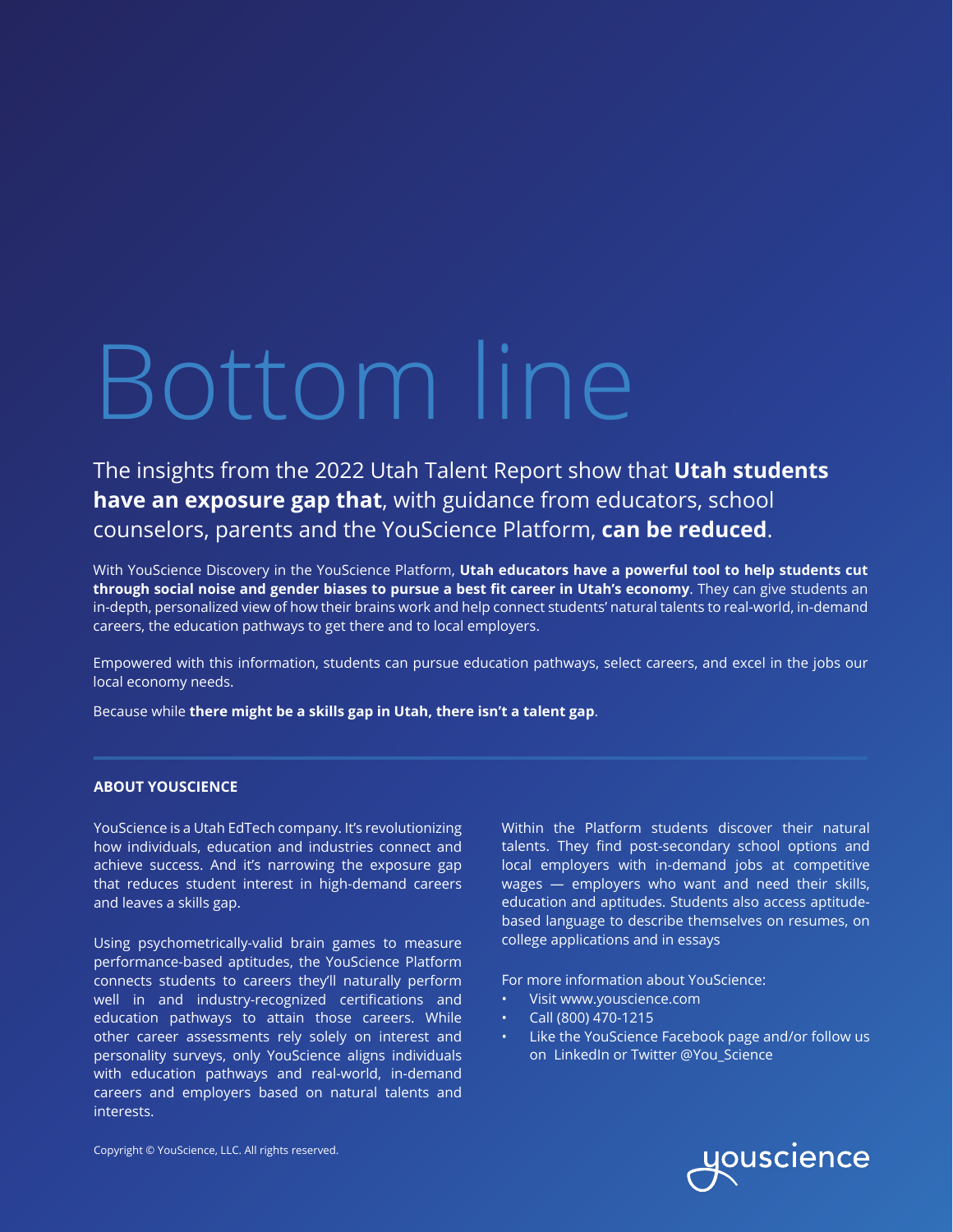# Bottom line

The insights from the 2022 Utah Talent Report show that **Utah students have an exposure gap that**, with guidance from educators, school counselors, parents and the YouScience Platform, **can be reduced**.

With YouScience Discovery in the YouScience Platform, **Utah educators have a powerful tool to help students cut through social noise and gender biases to pursue a best fit career in Utah's economy**. They can give students an in-depth, personalized view of how their brains work and help connect students' natural talents to real-world, in-demand careers, the education pathways to get there and to local employers.

Empowered with this information, students can pursue education pathways, select careers, and excel in the jobs our local economy needs.

Because while **there might be a skills gap in Utah, there isn't a talent gap**.

---

**ABOUT YOUSCIENCE**

YouScience is a Utah EdTech company. It's revolutionizing how individuals, education and industries connect and achieve success. And it's narrowing the exposure gap that reduces student interest in high-demand careers and leaves a skills gap.

Using psychometrically-valid brain games to measure performance-based aptitudes, the YouScience Platform connects students to careers they'll naturally perform well in and industry-recognized certifications and education pathways to attain those careers. While other career assessments rely solely on interest and personality surveys, only YouScience aligns individuals with education pathways and real-world, in-demand careers and employers based on natural talents and interests.

Within the Platform students discover their natural talents. They find post-secondary school options and local employers with in-demand jobs at competitive wages — employers who want and need their skills, education and aptitudes. Students also access aptitude-based language to describe themselves on resumes, on college applications and in essays

For more information about YouScience:

- Visit www.youscience.com
- Call (800) 470-1215
- Like the YouScience Facebook page and/or follow us on LinkedIn or Twitter @You_Science

Copyright © YouScience, LLC. All rights reserved.

youscience